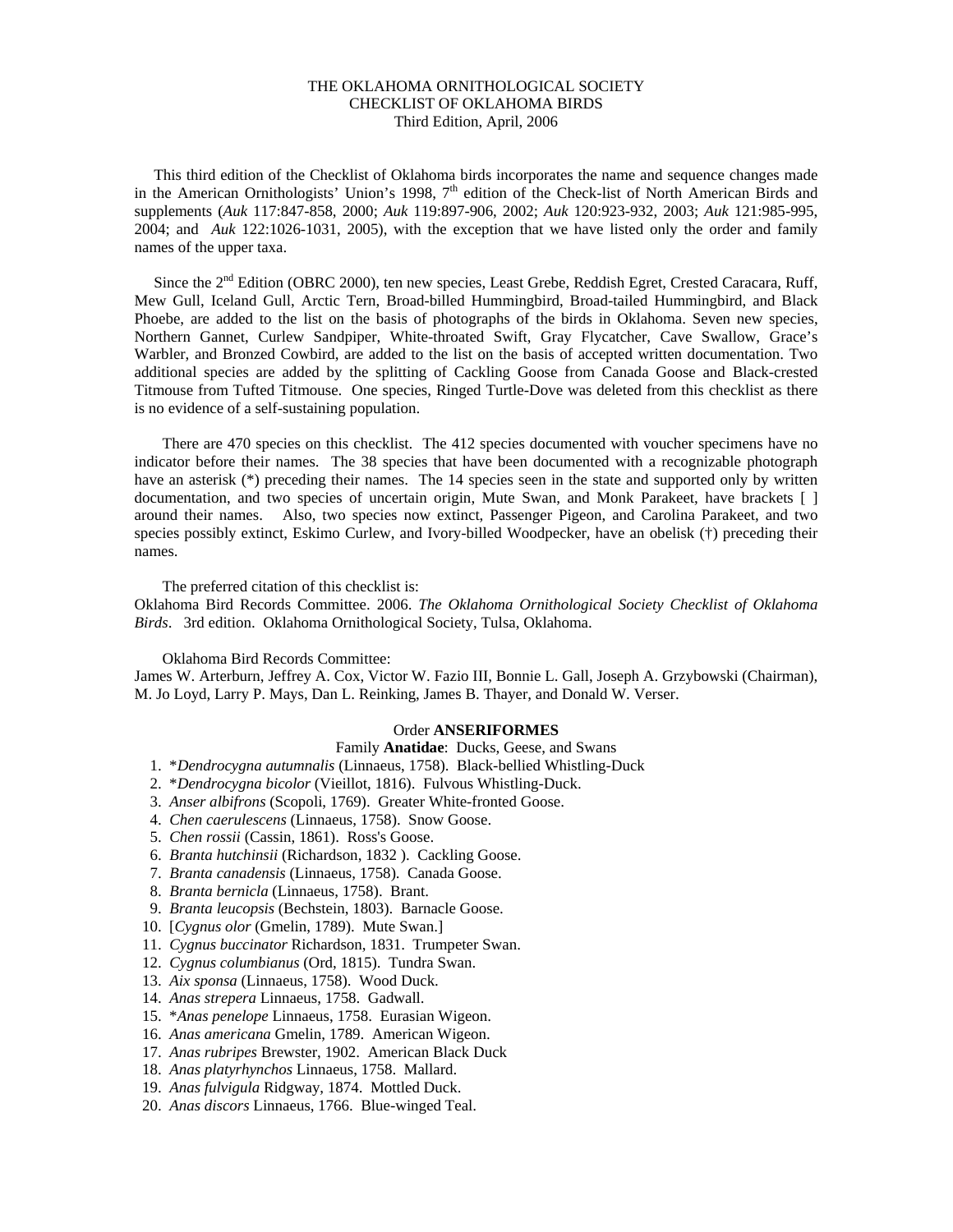# THE OKLAHOMA ORNITHOLOGICAL SOCIETY
## CHECKLIST OF OKLAHOMA BIRDS
### Third Edition, April, 2006

This third edition of the Checklist of Oklahoma birds incorporates the name and sequence changes made in the American Ornithologists' Union's 1998, 7th edition of the Check-list of North American Birds and supplements (*Auk* 117:847-858, 2000; *Auk* 119:897-906, 2002; *Auk* 120:923-932, 2003; *Auk* 121:985-995, 2004; and *Auk* 122:1026-1031, 2005), with the exception that we have listed only the order and family names of the upper taxa.

Since the 2nd Edition (OBRC 2000), ten new species, Least Grebe, Reddish Egret, Crested Caracara, Ruff, Mew Gull, Iceland Gull, Arctic Tern, Broad-billed Hummingbird, Broad-tailed Hummingbird, and Black Phoebe, are added to the list on the basis of photographs of the birds in Oklahoma. Seven new species, Northern Gannet, Curlew Sandpiper, White-throated Swift, Gray Flycatcher, Cave Swallow, Grace's Warbler, and Bronzed Cowbird, are added to the list on the basis of accepted written documentation. Two additional species are added by the splitting of Cackling Goose from Canada Goose and Black-crested Titmouse from Tufted Titmouse. One species, Ringed Turtle-Dove was deleted from this checklist as there is no evidence of a self-sustaining population.

There are 470 species on this checklist. The 412 species documented with voucher specimens have no indicator before their names. The 38 species that have been documented with a recognizable photograph have an asterisk (*) preceding their names. The 14 species seen in the state and supported only by written documentation, and two species of uncertain origin, Mute Swan, and Monk Parakeet, have brackets [ ] around their names. Also, two species now extinct, Passenger Pigeon, and Carolina Parakeet, and two species possibly extinct, Eskimo Curlew, and Ivory-billed Woodpecker, have an obelisk (†) preceding their names.

The preferred citation of this checklist is:
Oklahoma Bird Records Committee. 2006. *The Oklahoma Ornithological Society Checklist of Oklahoma Birds*. 3rd edition. Oklahoma Ornithological Society, Tulsa, Oklahoma.

Oklahoma Bird Records Committee:
James W. Arterburn, Jeffrey A. Cox, Victor W. Fazio III, Bonnie L. Gall, Joseph A. Grzybowski (Chairman), M. Jo Loyd, Larry P. Mays, Dan L. Reinking, James B. Thayer, and Donald W. Verser.

## Order **ANSERIFORMES**

### Family **Anatidae**: Ducks, Geese, and Swans

1. **Dendrocygna autumnalis* (Linnaeus, 1758). Black-bellied Whistling-Duck
2. **Dendrocygna bicolor* (Vieillot, 1816). Fulvous Whistling-Duck.
3. *Anser albifrons* (Scopoli, 1769). Greater White-fronted Goose.
4. *Chen caerulescens* (Linnaeus, 1758). Snow Goose.
5. *Chen rossii* (Cassin, 1861). Ross's Goose.
6. *Branta hutchinsii* (Richardson, 1832 ). Cackling Goose.
7. *Branta canadensis* (Linnaeus, 1758). Canada Goose.
8. *Branta bernicla* (Linnaeus, 1758). Brant.
9. *Branta leucopsis* (Bechstein, 1803). Barnacle Goose.
10. [*Cygnus olor* (Gmelin, 1789). Mute Swan.]
11. *Cygnus buccinator* Richardson, 1831. Trumpeter Swan.
12. *Cygnus columbianus* (Ord, 1815). Tundra Swan.
13. *Aix sponsa* (Linnaeus, 1758). Wood Duck.
14. *Anas strepera* Linnaeus, 1758. Gadwall.
15. **Anas penelope* Linnaeus, 1758. Eurasian Wigeon.
16. *Anas americana* Gmelin, 1789. American Wigeon.
17. *Anas rubripes* Brewster, 1902. American Black Duck
18. *Anas platyrhynchos* Linnaeus, 1758. Mallard.
19. *Anas fulvigula* Ridgway, 1874. Mottled Duck.
20. *Anas discors* Linnaeus, 1766. Blue-winged Teal.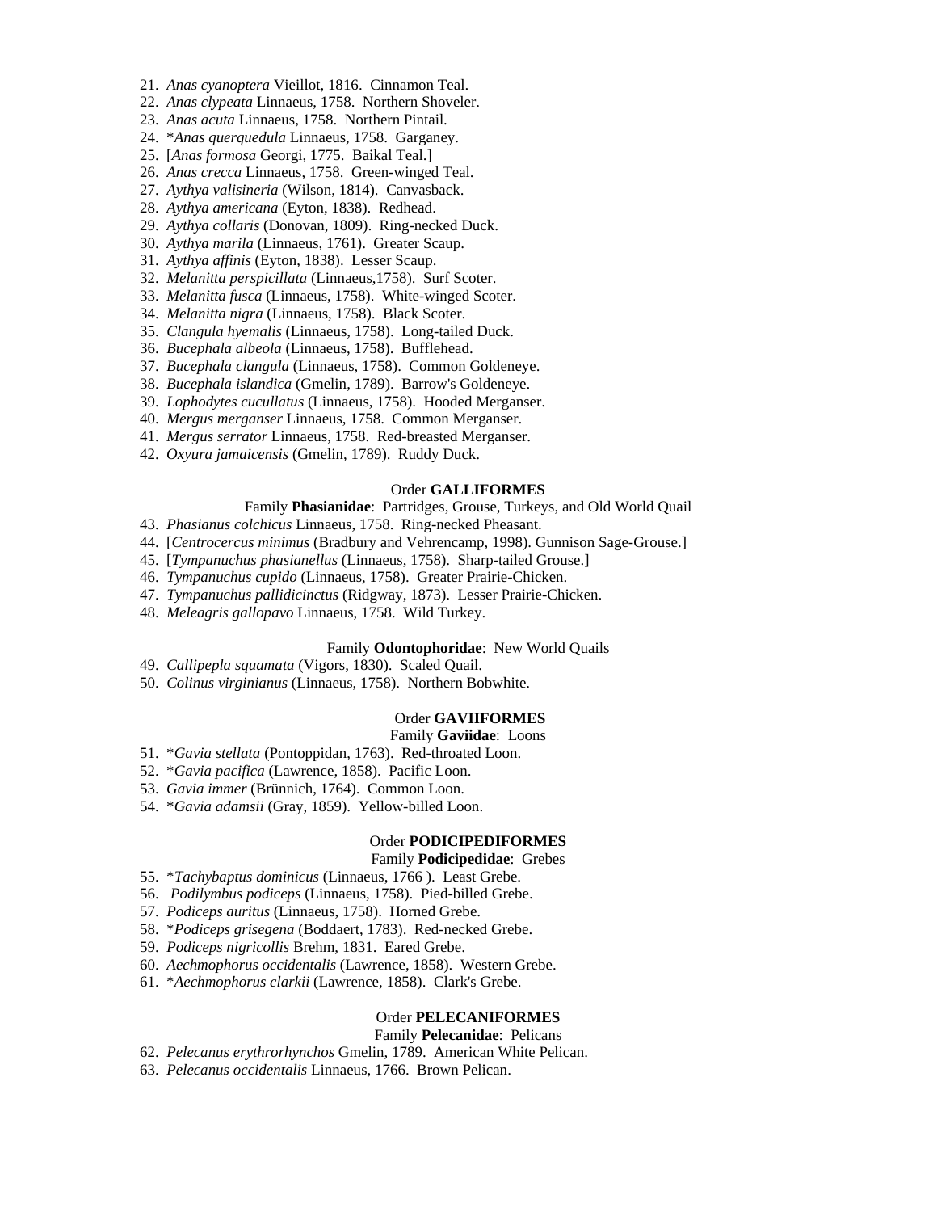21. *Anas cyanoptera* Vieillot, 1816. Cinnamon Teal.
22. *Anas clypeata* Linnaeus, 1758. Northern Shoveler.
23. *Anas acuta* Linnaeus, 1758. Northern Pintail.
24. **Anas querquedula* Linnaeus, 1758. Garganey.
25. [*Anas formosa* Georgi, 1775. Baikal Teal.]
26. *Anas crecca* Linnaeus, 1758. Green-winged Teal.
27. *Aythya valisineria* (Wilson, 1814). Canvasback.
28. *Aythya americana* (Eyton, 1838). Redhead.
29. *Aythya collaris* (Donovan, 1809). Ring-necked Duck.
30. *Aythya marila* (Linnaeus, 1761). Greater Scaup.
31. *Aythya affinis* (Eyton, 1838). Lesser Scaup.
32. *Melanitta perspicillata* (Linnaeus,1758). Surf Scoter.
33. *Melanitta fusca* (Linnaeus, 1758). White-winged Scoter.
34. *Melanitta nigra* (Linnaeus, 1758). Black Scoter.
35. *Clangula hyemalis* (Linnaeus, 1758). Long-tailed Duck.
36. *Bucephala albeola* (Linnaeus, 1758). Bufflehead.
37. *Bucephala clangula* (Linnaeus, 1758). Common Goldeneye.
38. *Bucephala islandica* (Gmelin, 1789). Barrow's Goldeneye.
39. *Lophodytes cucullatus* (Linnaeus, 1758). Hooded Merganser.
40. *Mergus merganser* Linnaeus, 1758. Common Merganser.
41. *Mergus serrator* Linnaeus, 1758. Red-breasted Merganser.
42. *Oxyura jamaicensis* (Gmelin, 1789). Ruddy Duck.

Order **GALLIFORMES**

Family **Phasianidae**: Partridges, Grouse, Turkeys, and Old World Quail

43. *Phasianus colchicus* Linnaeus, 1758. Ring-necked Pheasant.
44. [*Centrocercus minimus* (Bradbury and Vehrencamp, 1998). Gunnison Sage-Grouse.]
45. [*Tympanuchus phasianellus* (Linnaeus, 1758). Sharp-tailed Grouse.]
46. *Tympanuchus cupido* (Linnaeus, 1758). Greater Prairie-Chicken.
47. *Tympanuchus pallidicinctus* (Ridgway, 1873). Lesser Prairie-Chicken.
48. *Meleagris gallopavo* Linnaeus, 1758. Wild Turkey.

Family **Odontophoridae**: New World Quails

49. *Callipepla squamata* (Vigors, 1830). Scaled Quail.
50. *Colinus virginianus* (Linnaeus, 1758). Northern Bobwhite.

Order **GAVIIFORMES**

Family **Gaviidae**: Loons

51. **Gavia stellata* (Pontoppidan, 1763). Red-throated Loon.
52. **Gavia pacifica* (Lawrence, 1858). Pacific Loon.
53. *Gavia immer* (Brünnich, 1764). Common Loon.
54. **Gavia adamsii* (Gray, 1859). Yellow-billed Loon.

Order **PODICIPEDIFORMES**

Family **Podicipedidae**: Grebes

55. **Tachybaptus dominicus* (Linnaeus, 1766 ). Least Grebe.
56. *Podilymbus podiceps* (Linnaeus, 1758). Pied-billed Grebe.
57. *Podiceps auritus* (Linnaeus, 1758). Horned Grebe.
58. **Podiceps grisegena* (Boddaert, 1783). Red-necked Grebe.
59. *Podiceps nigricollis* Brehm, 1831. Eared Grebe.
60. *Aechmophorus occidentalis* (Lawrence, 1858). Western Grebe.
61. **Aechmophorus clarkii* (Lawrence, 1858). Clark's Grebe.

Order **PELECANIFORMES**

Family **Pelecanidae**: Pelicans

62. *Pelecanus erythrorhynchos* Gmelin, 1789. American White Pelican.
63. *Pelecanus occidentalis* Linnaeus, 1766. Brown Pelican.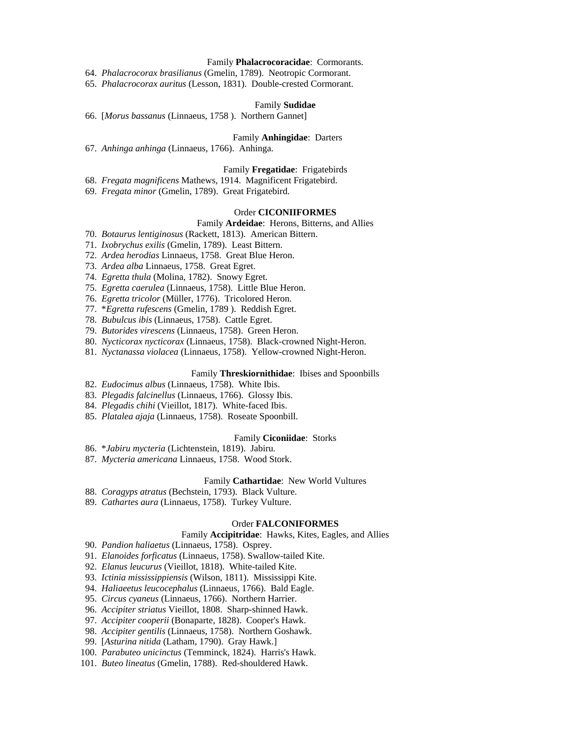Family **Phalacrocoracidae**: Cormorants.

64. *Phalacrocorax brasilianus* (Gmelin, 1789). Neotropic Cormorant.
65. *Phalacrocorax auritus* (Lesson, 1831). Double-crested Cormorant.

Family **Sudidae**

66. [*Morus bassanus* (Linnaeus, 1758 ). Northern Gannet]

Family **Anhingidae**: Darters

67. *Anhinga anhinga* (Linnaeus, 1766). Anhinga.

Family **Fregatidae**: Frigatebirds

68. *Fregata magnificens* Mathews, 1914. Magnificent Frigatebird.
69. *Fregata minor* (Gmelin, 1789). Great Frigatebird.

Order **CICONIIFORMES**

Family **Ardeidae**: Herons, Bitterns, and Allies

70. *Botaurus lentiginosus* (Rackett, 1813). American Bittern.
71. *Ixobrychus exilis* (Gmelin, 1789). Least Bittern.
72. *Ardea herodias* Linnaeus, 1758. Great Blue Heron.
73. *Ardea alba* Linnaeus, 1758. Great Egret.
74. *Egretta thula* (Molina, 1782). Snowy Egret.
75. *Egretta caerulea* (Linnaeus, 1758). Little Blue Heron.
76. *Egretta tricolor* (Müller, 1776). Tricolored Heron.
77. \**Egretta rufescens* (Gmelin, 1789 ). Reddish Egret.
78. *Bubulcus ibis* (Linnaeus, 1758). Cattle Egret.
79. *Butorides virescens* (Linnaeus, 1758). Green Heron.
80. *Nycticorax nycticorax* (Linnaeus, 1758). Black-crowned Night-Heron.
81. *Nyctanassa violacea* (Linnaeus, 1758). Yellow-crowned Night-Heron.

Family **Threskiornithidae**: Ibises and Spoonbills

82. *Eudocimus albus* (Linnaeus, 1758). White Ibis.
83. *Plegadis falcinellus* (Linnaeus, 1766). Glossy Ibis.
84. *Plegadis chihi* (Vieillot, 1817). White-faced Ibis.
85. *Platalea ajaja* (Linnaeus, 1758). Roseate Spoonbill.

Family **Ciconiidae**: Storks

86. \**Jabiru mycteria* (Lichtenstein, 1819). Jabiru.
87. *Mycteria americana* Linnaeus, 1758. Wood Stork.

Family **Cathartidae**: New World Vultures

88. *Coragyps atratus* (Bechstein, 1793). Black Vulture.
89. *Cathartes aura* (Linnaeus, 1758). Turkey Vulture.

Order **FALCONIFORMES**

Family **Accipitridae**: Hawks, Kites, Eagles, and Allies

90. *Pandion haliaetus* (Linnaeus, 1758). Osprey.
91. *Elanoides forficatus* (Linnaeus, 1758). Swallow-tailed Kite.
92. *Elanus leucurus* (Vieillot, 1818). White-tailed Kite.
93. *Ictinia mississippiensis* (Wilson, 1811). Mississippi Kite.
94. *Haliaeetus leucocephalus* (Linnaeus, 1766). Bald Eagle.
95. *Circus cyaneus* (Linnaeus, 1766). Northern Harrier.
96. *Accipiter striatus* Vieillot, 1808. Sharp-shinned Hawk.
97. *Accipiter cooperii* (Bonaparte, 1828). Cooper's Hawk.
98. *Accipiter gentilis* (Linnaeus, 1758). Northern Goshawk.
99. [*Asturina nitida* (Latham, 1790). Gray Hawk.]
100. *Parabuteo unicinctus* (Temminck, 1824). Harris's Hawk.
101. *Buteo lineatus* (Gmelin, 1788). Red-shouldered Hawk.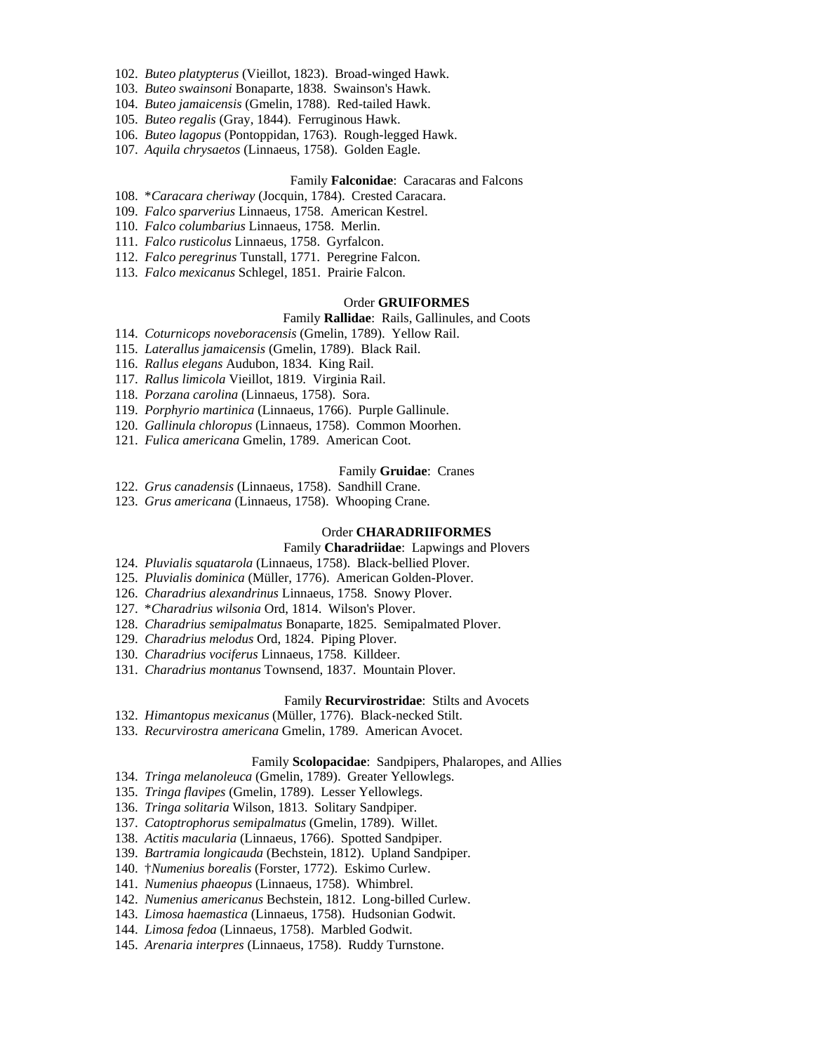102. *Buteo platypterus* (Vieillot, 1823). Broad-winged Hawk.
103. *Buteo swainsoni* Bonaparte, 1838. Swainson's Hawk.
104. *Buteo jamaicensis* (Gmelin, 1788). Red-tailed Hawk.
105. *Buteo regalis* (Gray, 1844). Ferruginous Hawk.
106. *Buteo lagopus* (Pontoppidan, 1763). Rough-legged Hawk.
107. *Aquila chrysaetos* (Linnaeus, 1758). Golden Eagle.

Family **Falconidae**: Caracaras and Falcons

108. \**Caracara cheriway* (Jocquin, 1784). Crested Caracara.
109. *Falco sparverius* Linnaeus, 1758. American Kestrel.
110. *Falco columbarius* Linnaeus, 1758. Merlin.
111. *Falco rusticolus* Linnaeus, 1758. Gyrfalcon.
112. *Falco peregrinus* Tunstall, 1771. Peregrine Falcon.
113. *Falco mexicanus* Schlegel, 1851. Prairie Falcon.

Order **GRUIFORMES**

Family **Rallidae**: Rails, Gallinules, and Coots

114. *Coturnicops noveboracensis* (Gmelin, 1789). Yellow Rail.
115. *Laterallus jamaicensis* (Gmelin, 1789). Black Rail.
116. *Rallus elegans* Audubon, 1834. King Rail.
117. *Rallus limicola* Vieillot, 1819. Virginia Rail.
118. *Porzana carolina* (Linnaeus, 1758). Sora.
119. *Porphyrio martinica* (Linnaeus, 1766). Purple Gallinule.
120. *Gallinula chloropus* (Linnaeus, 1758). Common Moorhen.
121. *Fulica americana* Gmelin, 1789. American Coot.

Family **Gruidae**: Cranes

122. *Grus canadensis* (Linnaeus, 1758). Sandhill Crane.
123. *Grus americana* (Linnaeus, 1758). Whooping Crane.

Order **CHARADRIIFORMES**

Family **Charadriidae**: Lapwings and Plovers

124. *Pluvialis squatarola* (Linnaeus, 1758). Black-bellied Plover.
125. *Pluvialis dominica* (Müller, 1776). American Golden-Plover.
126. *Charadrius alexandrinus* Linnaeus, 1758. Snowy Plover.
127. \**Charadrius wilsonia* Ord, 1814. Wilson's Plover.
128. *Charadrius semipalmatus* Bonaparte, 1825. Semipalmated Plover.
129. *Charadrius melodus* Ord, 1824. Piping Plover.
130. *Charadrius vociferus* Linnaeus, 1758. Killdeer.
131. *Charadrius montanus* Townsend, 1837. Mountain Plover.

Family **Recurvirostridae**: Stilts and Avocets

132. *Himantopus mexicanus* (Müller, 1776). Black-necked Stilt.
133. *Recurvirostra americana* Gmelin, 1789. American Avocet.

Family **Scolopacidae**: Sandpipers, Phalaropes, and Allies

134. *Tringa melanoleuca* (Gmelin, 1789). Greater Yellowlegs.
135. *Tringa flavipes* (Gmelin, 1789). Lesser Yellowlegs.
136. *Tringa solitaria* Wilson, 1813. Solitary Sandpiper.
137. *Catoptrophorus semipalmatus* (Gmelin, 1789). Willet.
138. *Actitis macularia* (Linnaeus, 1766). Spotted Sandpiper.
139. *Bartramia longicauda* (Bechstein, 1812). Upland Sandpiper.
140. †*Numenius borealis* (Forster, 1772). Eskimo Curlew.
141. *Numenius phaeopus* (Linnaeus, 1758). Whimbrel.
142. *Numenius americanus* Bechstein, 1812. Long-billed Curlew.
143. *Limosa haemastica* (Linnaeus, 1758). Hudsonian Godwit.
144. *Limosa fedoa* (Linnaeus, 1758). Marbled Godwit.
145. *Arenaria interpres* (Linnaeus, 1758). Ruddy Turnstone.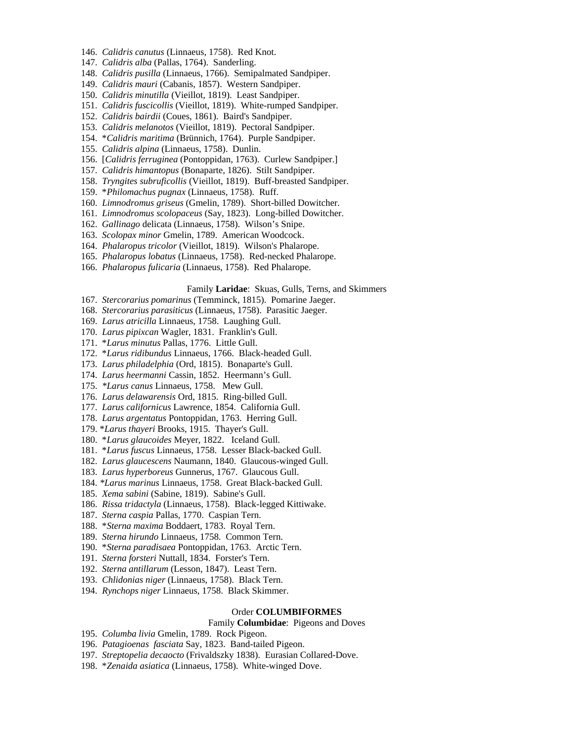146. *Calidris canutus* (Linnaeus, 1758). Red Knot.
147. *Calidris alba* (Pallas, 1764). Sanderling.
148. *Calidris pusilla* (Linnaeus, 1766). Semipalmated Sandpiper.
149. *Calidris mauri* (Cabanis, 1857). Western Sandpiper.
150. *Calidris minutilla* (Vieillot, 1819). Least Sandpiper.
151. *Calidris fuscicollis* (Vieillot, 1819). White-rumped Sandpiper.
152. *Calidris bairdii* (Coues, 1861). Baird's Sandpiper.
153. *Calidris melanotos* (Vieillot, 1819). Pectoral Sandpiper.
154. \**Calidris maritima* (Brünnich, 1764). Purple Sandpiper.
155. *Calidris alpina* (Linnaeus, 1758). Dunlin.
156. [*Calidris ferruginea* (Pontoppidan, 1763). Curlew Sandpiper.]
157. *Calidris himantopus* (Bonaparte, 1826). Stilt Sandpiper.
158. *Tryngites subruficollis* (Vieillot, 1819). Buff-breasted Sandpiper.
159. \**Philomachus pugnax* (Linnaeus, 1758). Ruff.
160. *Limnodromus griseus* (Gmelin, 1789). Short-billed Dowitcher.
161. *Limnodromus scolopaceus* (Say, 1823). Long-billed Dowitcher.
162. *Gallinago* delicata (Linnaeus, 1758). Wilson's Snipe.
163. *Scolopax minor* Gmelin, 1789. American Woodcock.
164. *Phalaropus tricolor* (Vieillot, 1819). Wilson's Phalarope.
165. *Phalaropus lobatus* (Linnaeus, 1758). Red-necked Phalarope.
166. *Phalaropus fulicaria* (Linnaeus, 1758). Red Phalarope.

Family **Laridae**: Skuas, Gulls, Terns, and Skimmers

167. *Stercorarius pomarinus* (Temminck, 1815). Pomarine Jaeger.
168. *Stercorarius parasiticus* (Linnaeus, 1758). Parasitic Jaeger.
169. *Larus atricilla* Linnaeus, 1758. Laughing Gull.
170. *Larus pipixcan* Wagler, 1831. Franklin's Gull.
171. \**Larus minutus* Pallas, 1776. Little Gull.
172. \**Larus ridibundus* Linnaeus, 1766. Black-headed Gull.
173. *Larus philadelphia* (Ord, 1815). Bonaparte's Gull.
174. *Larus heermanni* Cassin, 1852. Heermann's Gull.
175. \**Larus canus* Linnaeus, 1758. Mew Gull.
176. *Larus delawarensis* Ord, 1815. Ring-billed Gull.
177. *Larus californicus* Lawrence, 1854. California Gull.
178. *Larus argentatus* Pontoppidan, 1763. Herring Gull.
179. \**Larus thayeri* Brooks, 1915. Thayer's Gull.
180. \**Larus glaucoides* Meyer, 1822. Iceland Gull.
181. \**Larus fuscus* Linnaeus, 1758. Lesser Black-backed Gull.
182. *Larus glaucescens* Naumann, 1840. Glaucous-winged Gull.
183. *Larus hyperboreus* Gunnerus, 1767. Glaucous Gull.
184. \**Larus marinus* Linnaeus, 1758. Great Black-backed Gull.
185. *Xema sabini* (Sabine, 1819). Sabine's Gull.
186. *Rissa tridactyla* (Linnaeus, 1758). Black-legged Kittiwake.
187. *Sterna caspia* Pallas, 1770. Caspian Tern.
188. \**Sterna maxima* Boddaert, 1783. Royal Tern.
189. *Sterna hirundo* Linnaeus, 1758. Common Tern.
190. \**Sterna paradisaea* Pontoppidan, 1763. Arctic Tern.
191. *Sterna forsteri* Nuttall, 1834. Forster's Tern.
192. *Sterna antillarum* (Lesson, 1847). Least Tern.
193. *Chlidonias niger* (Linnaeus, 1758). Black Tern.
194. *Rynchops niger* Linnaeus, 1758. Black Skimmer.

Order **COLUMBIFORMES**

Family **Columbidae**: Pigeons and Doves

195. *Columba livia* Gmelin, 1789. Rock Pigeon.
196. *Patagioenas fasciata* Say, 1823. Band-tailed Pigeon.
197. *Streptopelia decaocto* (Frivaldszky 1838). Eurasian Collared-Dove.
198. \**Zenaida asiatica* (Linnaeus, 1758). White-winged Dove.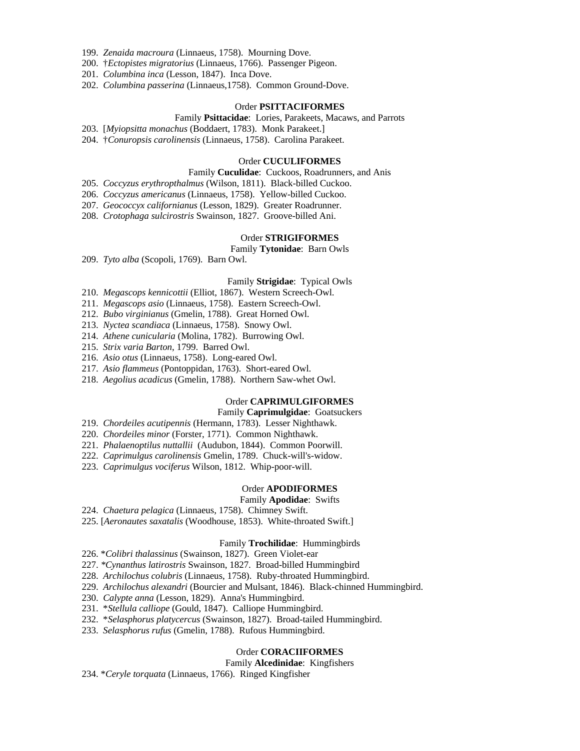199. *Zenaida macroura* (Linnaeus, 1758). Mourning Dove.
200. †*Ectopistes migratorius* (Linnaeus, 1766). Passenger Pigeon.
201. *Columbina inca* (Lesson, 1847). Inca Dove.
202. *Columbina passerina* (Linnaeus,1758). Common Ground-Dove.

Order **PSITTACIFORMES**

Family **Psittacidae**: Lories, Parakeets, Macaws, and Parrots

203. [*Myiopsitta monachus* (Boddaert, 1783). Monk Parakeet.]
204. †*Conuropsis carolinensis* (Linnaeus, 1758). Carolina Parakeet.

Order **CUCULIFORMES**

Family **Cuculidae**: Cuckoos, Roadrunners, and Anis

205. *Coccyzus erythropthalmus* (Wilson, 1811). Black-billed Cuckoo.
206. *Coccyzus americanus* (Linnaeus, 1758). Yellow-billed Cuckoo.
207. *Geococcyx californianus* (Lesson, 1829). Greater Roadrunner.
208. *Crotophaga sulcirostris* Swainson, 1827. Groove-billed Ani.

Order **STRIGIFORMES**

Family **Tytonidae**: Barn Owls

209. *Tyto alba* (Scopoli, 1769). Barn Owl.

Family **Strigidae**: Typical Owls

210. *Megascops kennicottii* (Elliot, 1867). Western Screech-Owl.
211. *Megascops asio* (Linnaeus, 1758). Eastern Screech-Owl.
212. *Bubo virginianus* (Gmelin, 1788). Great Horned Owl.
213. *Nyctea scandiaca* (Linnaeus, 1758). Snowy Owl.
214. *Athene cunicularia* (Molina, 1782). Burrowing Owl.
215. *Strix varia Barton*, 1799. Barred Owl.
216. *Asio otus* (Linnaeus, 1758). Long-eared Owl.
217. *Asio flammeus* (Pontoppidan, 1763). Short-eared Owl.
218. *Aegolius acadicus* (Gmelin, 1788). Northern Saw-whet Owl.

Order **CAPRIMULGIFORMES**

Family **Caprimulgidae**: Goatsuckers

219. *Chordeiles acutipennis* (Hermann, 1783). Lesser Nighthawk.
220. *Chordeiles minor* (Forster, 1771). Common Nighthawk.
221. *Phalaenoptilus nuttallii* (Audubon, 1844). Common Poorwill.
222. *Caprimulgus carolinensis* Gmelin, 1789. Chuck-will's-widow.
223. *Caprimulgus vociferus* Wilson, 1812. Whip-poor-will.

Order **APODIFORMES**

Family **Apodidae**: Swifts

224. *Chaetura pelagica* (Linnaeus, 1758). Chimney Swift.
225. [*Aeronautes saxatalis* (Woodhouse, 1853). White-throated Swift.]

Family **Trochilidae**: Hummingbirds

226. **Colibri thalassinus* (Swainson, 1827). Green Violet-ear
227. **Cynanthus latirostris* Swainson, 1827. Broad-billed Hummingbird
228. *Archilochus colubris* (Linnaeus, 1758). Ruby-throated Hummingbird.
229. *Archilochus alexandri* (Bourcier and Mulsant, 1846). Black-chinned Hummingbird.
230. *Calypte anna* (Lesson, 1829). Anna's Hummingbird.
231. **Stellula calliope* (Gould, 1847). Calliope Hummingbird.
232. **Selasphorus platycercus* (Swainson, 1827). Broad-tailed Hummingbird.
233. *Selasphorus rufus* (Gmelin, 1788). Rufous Hummingbird.

Order **CORACIIFORMES**

Family **Alcedinidae**: Kingfishers

234. **Ceryle torquata* (Linnaeus, 1766). Ringed Kingfisher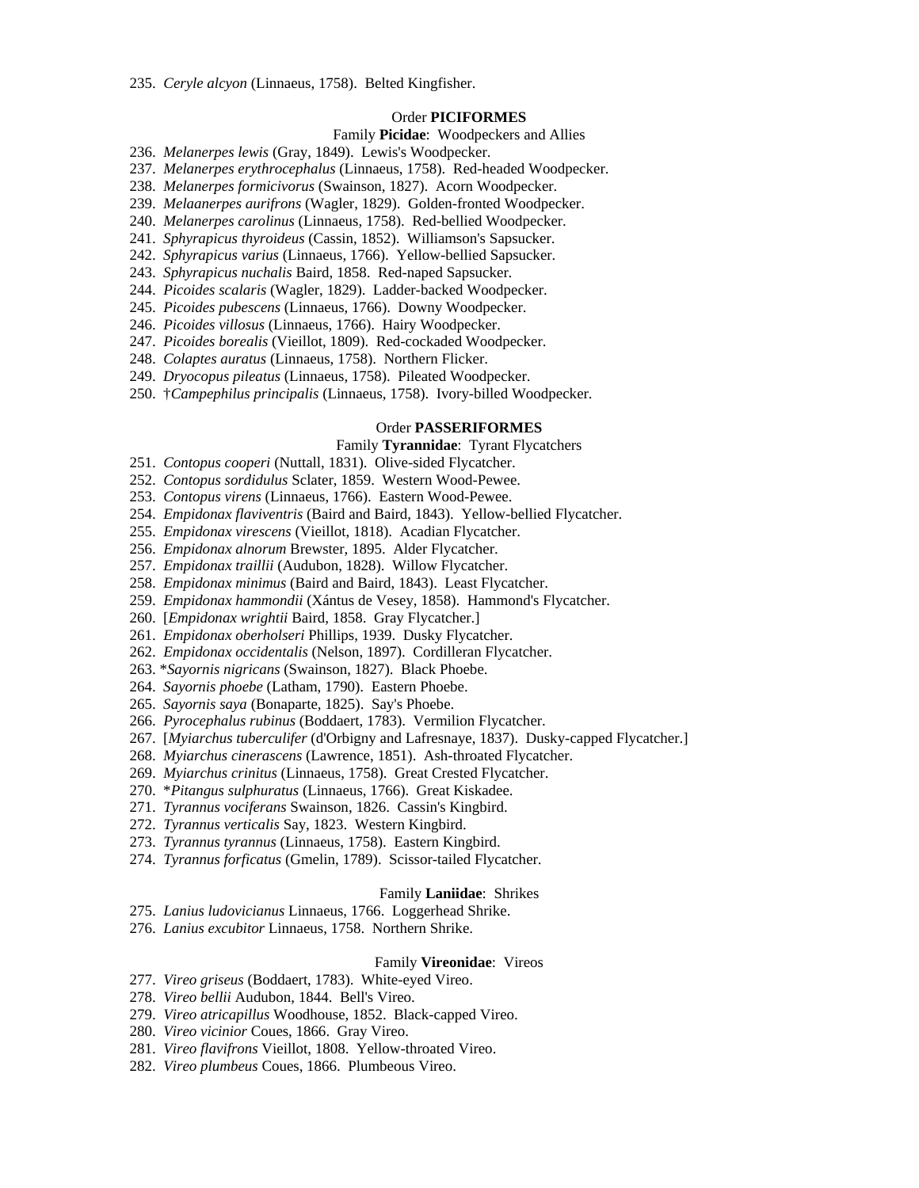235. *Ceryle alcyon* (Linnaeus, 1758). Belted Kingfisher.

Order **PICIFORMES**

Family **Picidae**: Woodpeckers and Allies

236. *Melanerpes lewis* (Gray, 1849). Lewis's Woodpecker.
237. *Melanerpes erythrocephalus* (Linnaeus, 1758). Red-headed Woodpecker.
238. *Melanerpes formicivorus* (Swainson, 1827). Acorn Woodpecker.
239. *Melaanerpes aurifrons* (Wagler, 1829). Golden-fronted Woodpecker.
240. *Melanerpes carolinus* (Linnaeus, 1758). Red-bellied Woodpecker.
241. *Sphyrapicus thyroideus* (Cassin, 1852). Williamson's Sapsucker.
242. *Sphyrapicus varius* (Linnaeus, 1766). Yellow-bellied Sapsucker.
243. *Sphyrapicus nuchalis* Baird, 1858. Red-naped Sapsucker.
244. *Picoides scalaris* (Wagler, 1829). Ladder-backed Woodpecker.
245. *Picoides pubescens* (Linnaeus, 1766). Downy Woodpecker.
246. *Picoides villosus* (Linnaeus, 1766). Hairy Woodpecker.
247. *Picoides borealis* (Vieillot, 1809). Red-cockaded Woodpecker.
248. *Colaptes auratus* (Linnaeus, 1758). Northern Flicker.
249. *Dryocopus pileatus* (Linnaeus, 1758). Pileated Woodpecker.
250. †*Campephilus principalis* (Linnaeus, 1758). Ivory-billed Woodpecker.

Order **PASSERIFORMES**

Family **Tyrannidae**: Tyrant Flycatchers

251. *Contopus cooperi* (Nuttall, 1831). Olive-sided Flycatcher.
252. *Contopus sordidulus* Sclater, 1859. Western Wood-Pewee.
253. *Contopus virens* (Linnaeus, 1766). Eastern Wood-Pewee.
254. *Empidonax flaviventris* (Baird and Baird, 1843). Yellow-bellied Flycatcher.
255. *Empidonax virescens* (Vieillot, 1818). Acadian Flycatcher.
256. *Empidonax alnorum* Brewster, 1895. Alder Flycatcher.
257. *Empidonax traillii* (Audubon, 1828). Willow Flycatcher.
258. *Empidonax minimus* (Baird and Baird, 1843). Least Flycatcher.
259. *Empidonax hammondii* (Xántus de Vesey, 1858). Hammond's Flycatcher.
260. [*Empidonax wrightii* Baird, 1858. Gray Flycatcher.]
261. *Empidonax oberholseri* Phillips, 1939. Dusky Flycatcher.
262. *Empidonax occidentalis* (Nelson, 1897). Cordilleran Flycatcher.
263. \**Sayornis nigricans* (Swainson, 1827). Black Phoebe.
264. *Sayornis phoebe* (Latham, 1790). Eastern Phoebe.
265. *Sayornis saya* (Bonaparte, 1825). Say's Phoebe.
266. *Pyrocephalus rubinus* (Boddaert, 1783). Vermilion Flycatcher.
267. [*Myiarchus tuberculifer* (d'Orbigny and Lafresnaye, 1837). Dusky-capped Flycatcher.]
268. *Myiarchus cinerascens* (Lawrence, 1851). Ash-throated Flycatcher.
269. *Myiarchus crinitus* (Linnaeus, 1758). Great Crested Flycatcher.
270. \**Pitangus sulphuratus* (Linnaeus, 1766). Great Kiskadee.
271. *Tyrannus vociferans* Swainson, 1826. Cassin's Kingbird.
272. *Tyrannus verticalis* Say, 1823. Western Kingbird.
273. *Tyrannus tyrannus* (Linnaeus, 1758). Eastern Kingbird.
274. *Tyrannus forficatus* (Gmelin, 1789). Scissor-tailed Flycatcher.

Family **Laniidae**: Shrikes

275. *Lanius ludovicianus* Linnaeus, 1766. Loggerhead Shrike.
276. *Lanius excubitor* Linnaeus, 1758. Northern Shrike.

Family **Vireonidae**: Vireos

277. *Vireo griseus* (Boddaert, 1783). White-eyed Vireo.
278. *Vireo bellii* Audubon, 1844. Bell's Vireo.
279. *Vireo atricapillus* Woodhouse, 1852. Black-capped Vireo.
280. *Vireo vicinior* Coues, 1866. Gray Vireo.
281. *Vireo flavifrons* Vieillot, 1808. Yellow-throated Vireo.
282. *Vireo plumbeus* Coues, 1866. Plumbeous Vireo.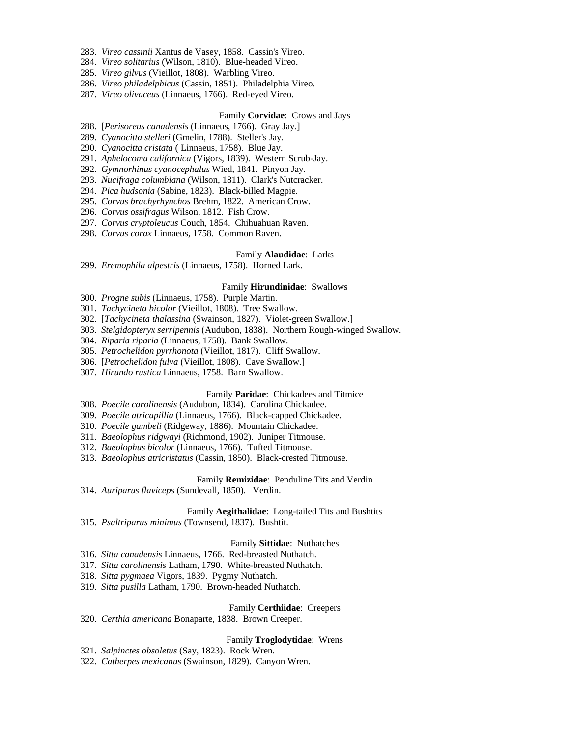283. *Vireo cassinii* Xantus de Vasey, 1858. Cassin's Vireo.
284. *Vireo solitarius* (Wilson, 1810). Blue-headed Vireo.
285. *Vireo gilvus* (Vieillot, 1808). Warbling Vireo.
286. *Vireo philadelphicus* (Cassin, 1851). Philadelphia Vireo.
287. *Vireo olivaceus* (Linnaeus, 1766). Red-eyed Vireo.

Family **Corvidae**: Crows and Jays

288. [*Perisoreus canadensis* (Linnaeus, 1766). Gray Jay.]
289. *Cyanocitta stelleri* (Gmelin, 1788). Steller's Jay.
290. *Cyanocitta cristata* ( Linnaeus, 1758). Blue Jay.
291. *Aphelocoma californica* (Vigors, 1839). Western Scrub-Jay.
292. *Gymnorhinus cyanocephalus* Wied, 1841. Pinyon Jay.
293. *Nucifraga columbiana* (Wilson, 1811). Clark's Nutcracker.
294. *Pica hudsonia* (Sabine, 1823). Black-billed Magpie.
295. *Corvus brachyrhynchos* Brehm, 1822. American Crow.
296. *Corvus ossifragus* Wilson, 1812. Fish Crow.
297. *Corvus cryptoleucus* Couch, 1854. Chihuahuan Raven.
298. *Corvus corax* Linnaeus, 1758. Common Raven.

Family **Alaudidae**: Larks

299. *Eremophila alpestris* (Linnaeus, 1758). Horned Lark.

Family **Hirundinidae**: Swallows

300. *Progne subis* (Linnaeus, 1758). Purple Martin.
301. *Tachycineta bicolor* (Vieillot, 1808). Tree Swallow.
302. [*Tachycineta thalassina* (Swainson, 1827). Violet-green Swallow.]
303. *Stelgidopteryx serripennis* (Audubon, 1838). Northern Rough-winged Swallow.
304. *Riparia riparia* (Linnaeus, 1758). Bank Swallow.
305. *Petrochelidon pyrrhonota* (Vieillot, 1817). Cliff Swallow.
306. [*Petrochelidon fulva* (Vieillot, 1808). Cave Swallow.]
307. *Hirundo rustica* Linnaeus, 1758. Barn Swallow.

Family **Paridae**: Chickadees and Titmice

308. *Poecile carolinensis* (Audubon, 1834). Carolina Chickadee.
309. *Poecile atricapillia* (Linnaeus, 1766). Black-capped Chickadee.
310. *Poecile gambeli* (Ridgeway, 1886). Mountain Chickadee.
311. *Baeolophus ridgwayi* (Richmond, 1902). Juniper Titmouse.
312. *Baeolophus bicolor* (Linnaeus, 1766). Tufted Titmouse.
313. *Baeolophus atricristatus* (Cassin, 1850). Black-crested Titmouse.

Family **Remizidae**: Penduline Tits and Verdin

314. *Auriparus flaviceps* (Sundevall, 1850). Verdin.

Family **Aegithalidae**: Long-tailed Tits and Bushtits

315. *Psaltriparus minimus* (Townsend, 1837). Bushtit.

Family **Sittidae**: Nuthatches

316. *Sitta canadensis* Linnaeus, 1766. Red-breasted Nuthatch.
317. *Sitta carolinensis* Latham, 1790. White-breasted Nuthatch.
318. *Sitta pygmaea* Vigors, 1839. Pygmy Nuthatch.
319. *Sitta pusilla* Latham, 1790. Brown-headed Nuthatch.

Family **Certhiidae**: Creepers

320. *Certhia americana* Bonaparte, 1838. Brown Creeper.

Family **Troglodytidae**: Wrens

321. *Salpinctes obsoletus* (Say, 1823). Rock Wren.
322. *Catherpes mexicanus* (Swainson, 1829). Canyon Wren.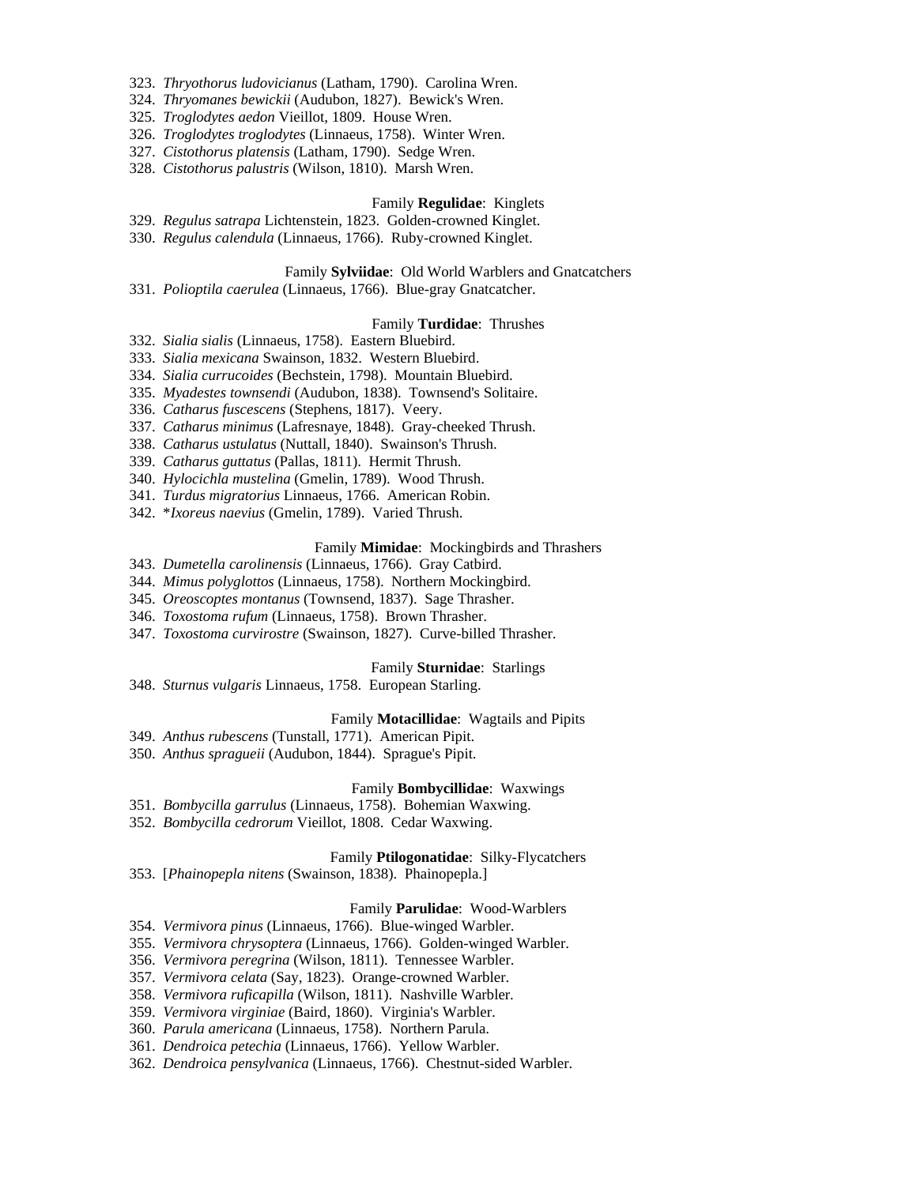323. *Thryothorus ludovicianus* (Latham, 1790). Carolina Wren.
324. *Thryomanes bewickii* (Audubon, 1827). Bewick's Wren.
325. *Troglodytes aedon* Vieillot, 1809. House Wren.
326. *Troglodytes troglodytes* (Linnaeus, 1758). Winter Wren.
327. *Cistothorus platensis* (Latham, 1790). Sedge Wren.
328. *Cistothorus palustris* (Wilson, 1810). Marsh Wren.

Family **Regulidae**: Kinglets

329. *Regulus satrapa* Lichtenstein, 1823. Golden-crowned Kinglet.
330. *Regulus calendula* (Linnaeus, 1766). Ruby-crowned Kinglet.

Family **Sylviidae**: Old World Warblers and Gnatcatchers

331. *Polioptila caerulea* (Linnaeus, 1766). Blue-gray Gnatcatcher.

Family **Turdidae**: Thrushes

332. *Sialia sialis* (Linnaeus, 1758). Eastern Bluebird.
333. *Sialia mexicana* Swainson, 1832. Western Bluebird.
334. *Sialia currucoides* (Bechstein, 1798). Mountain Bluebird.
335. *Myadestes townsendi* (Audubon, 1838). Townsend's Solitaire.
336. *Catharus fuscescens* (Stephens, 1817). Veery.
337. *Catharus minimus* (Lafresnaye, 1848). Gray-cheeked Thrush.
338. *Catharus ustulatus* (Nuttall, 1840). Swainson's Thrush.
339. *Catharus guttatus* (Pallas, 1811). Hermit Thrush.
340. *Hylocichla mustelina* (Gmelin, 1789). Wood Thrush.
341. *Turdus migratorius* Linnaeus, 1766. American Robin.
342. **Ixoreus naevius* (Gmelin, 1789). Varied Thrush.

Family **Mimidae**: Mockingbirds and Thrashers

343. *Dumetella carolinensis* (Linnaeus, 1766). Gray Catbird.
344. *Mimus polyglottos* (Linnaeus, 1758). Northern Mockingbird.
345. *Oreoscoptes montanus* (Townsend, 1837). Sage Thrasher.
346. *Toxostoma rufum* (Linnaeus, 1758). Brown Thrasher.
347. *Toxostoma curvirostre* (Swainson, 1827). Curve-billed Thrasher.

Family **Sturnidae**: Starlings

348. *Sturnus vulgaris* Linnaeus, 1758. European Starling.

Family **Motacillidae**: Wagtails and Pipits

349. *Anthus rubescens* (Tunstall, 1771). American Pipit.
350. *Anthus spragueii* (Audubon, 1844). Sprague's Pipit.

Family **Bombycillidae**: Waxwings

351. *Bombycilla garrulus* (Linnaeus, 1758). Bohemian Waxwing.
352. *Bombycilla cedrorum* Vieillot, 1808. Cedar Waxwing.

Family **Ptilogonatidae**: Silky-Flycatchers

353. [*Phainopepla nitens* (Swainson, 1838). Phainopepla.]

Family **Parulidae**: Wood-Warblers

354. *Vermivora pinus* (Linnaeus, 1766). Blue-winged Warbler.
355. *Vermivora chrysoptera* (Linnaeus, 1766). Golden-winged Warbler.
356. *Vermivora peregrina* (Wilson, 1811). Tennessee Warbler.
357. *Vermivora celata* (Say, 1823). Orange-crowned Warbler.
358. *Vermivora ruficapilla* (Wilson, 1811). Nashville Warbler.
359. *Vermivora virginiae* (Baird, 1860). Virginia's Warbler.
360. *Parula americana* (Linnaeus, 1758). Northern Parula.
361. *Dendroica petechia* (Linnaeus, 1766). Yellow Warbler.
362. *Dendroica pensylvanica* (Linnaeus, 1766). Chestnut-sided Warbler.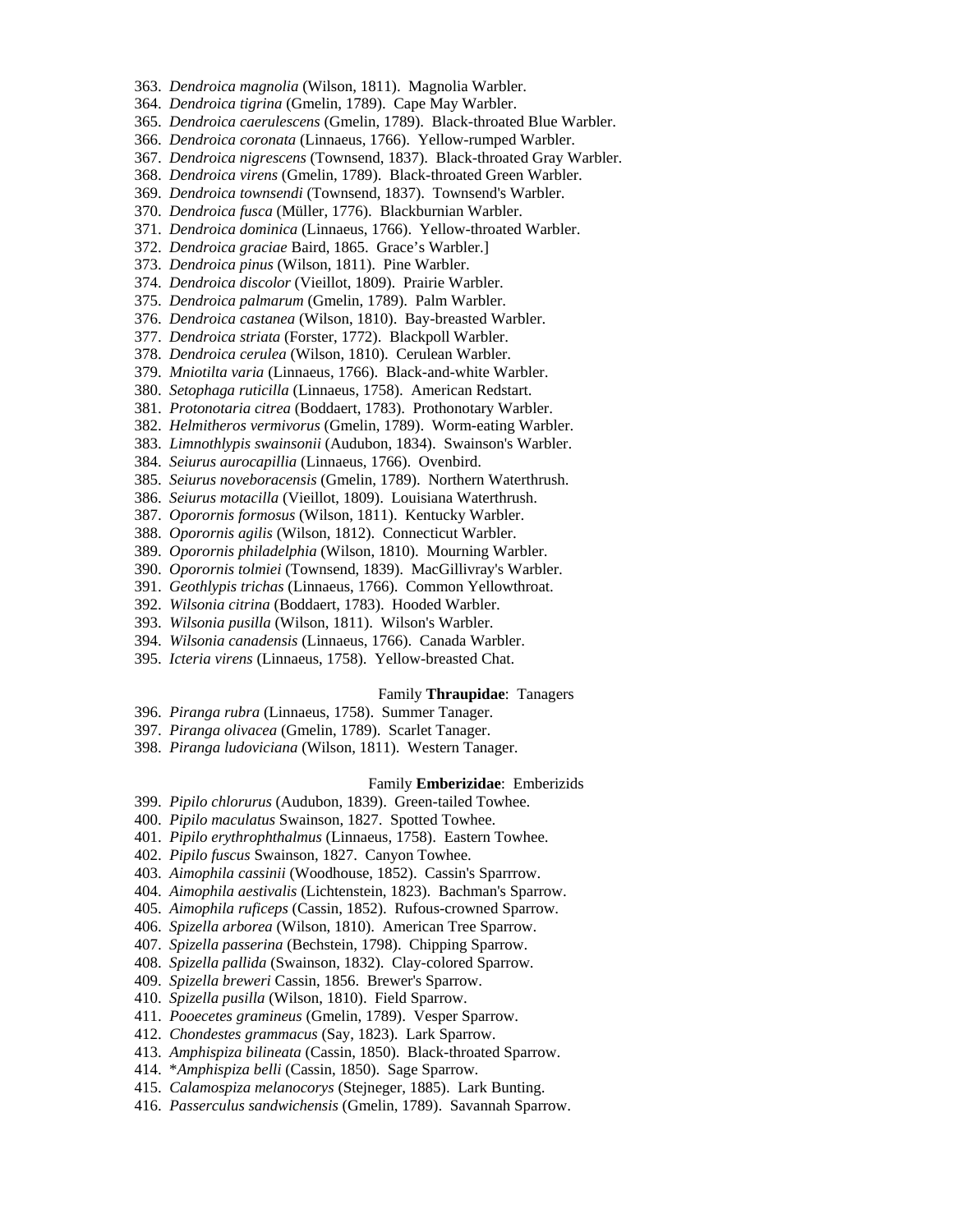363. *Dendroica magnolia* (Wilson, 1811). Magnolia Warbler.
364. *Dendroica tigrina* (Gmelin, 1789). Cape May Warbler.
365. *Dendroica caerulescens* (Gmelin, 1789). Black-throated Blue Warbler.
366. *Dendroica coronata* (Linnaeus, 1766). Yellow-rumped Warbler.
367. *Dendroica nigrescens* (Townsend, 1837). Black-throated Gray Warbler.
368. *Dendroica virens* (Gmelin, 1789). Black-throated Green Warbler.
369. *Dendroica townsendi* (Townsend, 1837). Townsend's Warbler.
370. *Dendroica fusca* (Müller, 1776). Blackburnian Warbler.
371. *Dendroica dominica* (Linnaeus, 1766). Yellow-throated Warbler.
372. *Dendroica graciae* Baird, 1865. Grace's Warbler.]
373. *Dendroica pinus* (Wilson, 1811). Pine Warbler.
374. *Dendroica discolor* (Vieillot, 1809). Prairie Warbler.
375. *Dendroica palmarum* (Gmelin, 1789). Palm Warbler.
376. *Dendroica castanea* (Wilson, 1810). Bay-breasted Warbler.
377. *Dendroica striata* (Forster, 1772). Blackpoll Warbler.
378. *Dendroica cerulea* (Wilson, 1810). Cerulean Warbler.
379. *Mniotilta varia* (Linnaeus, 1766). Black-and-white Warbler.
380. *Setophaga ruticilla* (Linnaeus, 1758). American Redstart.
381. *Protonotaria citrea* (Boddaert, 1783). Prothonotary Warbler.
382. *Helmitheros vermivorus* (Gmelin, 1789). Worm-eating Warbler.
383. *Limnothlypis swainsonii* (Audubon, 1834). Swainson's Warbler.
384. *Seiurus aurocapillia* (Linnaeus, 1766). Ovenbird.
385. *Seiurus noveboracensis* (Gmelin, 1789). Northern Waterthrush.
386. *Seiurus motacilla* (Vieillot, 1809). Louisiana Waterthrush.
387. *Oporornis formosus* (Wilson, 1811). Kentucky Warbler.
388. *Oporornis agilis* (Wilson, 1812). Connecticut Warbler.
389. *Oporornis philadelphia* (Wilson, 1810). Mourning Warbler.
390. *Oporornis tolmiei* (Townsend, 1839). MacGillivray's Warbler.
391. *Geothlypis trichas* (Linnaeus, 1766). Common Yellowthroat.
392. *Wilsonia citrina* (Boddaert, 1783). Hooded Warbler.
393. *Wilsonia pusilla* (Wilson, 1811). Wilson's Warbler.
394. *Wilsonia canadensis* (Linnaeus, 1766). Canada Warbler.
395. *Icteria virens* (Linnaeus, 1758). Yellow-breasted Chat.

Family **Thraupidae**: Tanagers

396. *Piranga rubra* (Linnaeus, 1758). Summer Tanager.
397. *Piranga olivacea* (Gmelin, 1789). Scarlet Tanager.
398. *Piranga ludoviciana* (Wilson, 1811). Western Tanager.

Family **Emberizidae**: Emberizids

399. *Pipilo chlorurus* (Audubon, 1839). Green-tailed Towhee.
400. *Pipilo maculatus* Swainson, 1827. Spotted Towhee.
401. *Pipilo erythrophthalmus* (Linnaeus, 1758). Eastern Towhee.
402. *Pipilo fuscus* Swainson, 1827. Canyon Towhee.
403. *Aimophila cassinii* (Woodhouse, 1852). Cassin's Sparrrow.
404. *Aimophila aestivalis* (Lichtenstein, 1823). Bachman's Sparrow.
405. *Aimophila ruficeps* (Cassin, 1852). Rufous-crowned Sparrow.
406. *Spizella arborea* (Wilson, 1810). American Tree Sparrow.
407. *Spizella passerina* (Bechstein, 1798). Chipping Sparrow.
408. *Spizella pallida* (Swainson, 1832). Clay-colored Sparrow.
409. *Spizella breweri* Cassin, 1856. Brewer's Sparrow.
410. *Spizella pusilla* (Wilson, 1810). Field Sparrow.
411. *Pooecetes gramineus* (Gmelin, 1789). Vesper Sparrow.
412. *Chondestes grammacus* (Say, 1823). Lark Sparrow.
413. *Amphispiza bilineata* (Cassin, 1850). Black-throated Sparrow.
414. **Amphispiza belli* (Cassin, 1850). Sage Sparrow.
415. *Calamospiza melanocorys* (Stejneger, 1885). Lark Bunting.
416. *Passerculus sandwichensis* (Gmelin, 1789). Savannah Sparrow.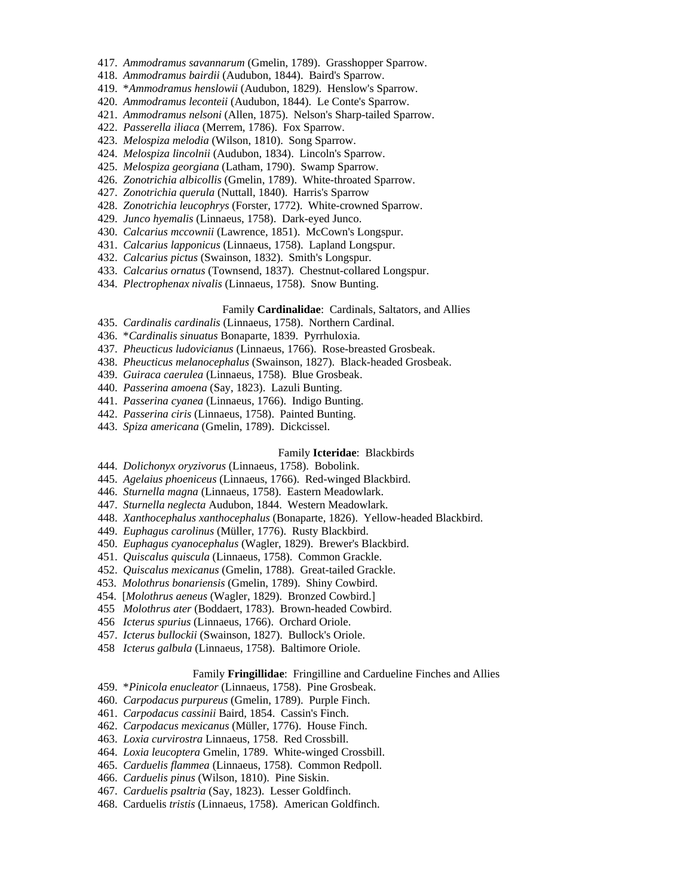417. *Ammodramus savannarum* (Gmelin, 1789). Grasshopper Sparrow.
418. *Ammodramus bairdii* (Audubon, 1844). Baird's Sparrow.
419. \**Ammodramus henslowii* (Audubon, 1829). Henslow's Sparrow.
420. *Ammodramus leconteii* (Audubon, 1844). Le Conte's Sparrow.
421. *Ammodramus nelsoni* (Allen, 1875). Nelson's Sharp-tailed Sparrow.
422. *Passerella iliaca* (Merrem, 1786). Fox Sparrow.
423. *Melospiza melodia* (Wilson, 1810). Song Sparrow.
424. *Melospiza lincolnii* (Audubon, 1834). Lincoln's Sparrow.
425. *Melospiza georgiana* (Latham, 1790). Swamp Sparrow.
426. *Zonotrichia albicollis* (Gmelin, 1789). White-throated Sparrow.
427. *Zonotrichia querula* (Nuttall, 1840). Harris's Sparrow
428. *Zonotrichia leucophrys* (Forster, 1772). White-crowned Sparrow.
429. *Junco hyemalis* (Linnaeus, 1758). Dark-eyed Junco.
430. *Calcarius mccownii* (Lawrence, 1851). McCown's Longspur.
431. *Calcarius lapponicus* (Linnaeus, 1758). Lapland Longspur.
432. *Calcarius pictus* (Swainson, 1832). Smith's Longspur.
433. *Calcarius ornatus* (Townsend, 1837). Chestnut-collared Longspur.
434. *Plectrophenax nivalis* (Linnaeus, 1758). Snow Bunting.

Family **Cardinalidae**: Cardinals, Saltators, and Allies

435. *Cardinalis cardinalis* (Linnaeus, 1758). Northern Cardinal.
436. \**Cardinalis sinuatus* Bonaparte, 1839. Pyrrhuloxia.
437. *Pheucticus ludovicianus* (Linnaeus, 1766). Rose-breasted Grosbeak.
438. *Pheucticus melanocephalus* (Swainson, 1827). Black-headed Grosbeak.
439. *Guiraca caerulea* (Linnaeus, 1758). Blue Grosbeak.
440. *Passerina amoena* (Say, 1823). Lazuli Bunting.
441. *Passerina cyanea* (Linnaeus, 1766). Indigo Bunting.
442. *Passerina ciris* (Linnaeus, 1758). Painted Bunting.
443. *Spiza americana* (Gmelin, 1789). Dickcissel.

Family **Icteridae**: Blackbirds

444. *Dolichonyx oryzivorus* (Linnaeus, 1758). Bobolink.
445. *Agelaius phoeniceus* (Linnaeus, 1766). Red-winged Blackbird.
446. *Sturnella magna* (Linnaeus, 1758). Eastern Meadowlark.
447. *Sturnella neglecta* Audubon, 1844. Western Meadowlark.
448. *Xanthocephalus xanthocephalus* (Bonaparte, 1826). Yellow-headed Blackbird.
449. *Euphagus carolinus* (Müller, 1776). Rusty Blackbird.
450. *Euphagus cyanocephalus* (Wagler, 1829). Brewer's Blackbird.
451. *Quiscalus quiscula* (Linnaeus, 1758). Common Grackle.
452. *Quiscalus mexicanus* (Gmelin, 1788). Great-tailed Grackle.
453. *Molothrus bonariensis* (Gmelin, 1789). Shiny Cowbird.
454. [*Molothrus aeneus* (Wagler, 1829). Bronzed Cowbird.]
455 *Molothrus ater* (Boddaert, 1783). Brown-headed Cowbird.
456 *Icterus spurius* (Linnaeus, 1766). Orchard Oriole.
457. *Icterus bullockii* (Swainson, 1827). Bullock's Oriole.
458 *Icterus galbula* (Linnaeus, 1758). Baltimore Oriole.

Family **Fringillidae**: Fringilline and Cardueline Finches and Allies

459. \**Pinicola enucleator* (Linnaeus, 1758). Pine Grosbeak.
460. *Carpodacus purpureus* (Gmelin, 1789). Purple Finch.
461. *Carpodacus cassinii* Baird, 1854. Cassin's Finch.
462. *Carpodacus mexicanus* (Müller, 1776). House Finch.
463. *Loxia curvirostra* Linnaeus, 1758. Red Crossbill.
464. *Loxia leucoptera* Gmelin, 1789. White-winged Crossbill.
465. *Carduelis flammea* (Linnaeus, 1758). Common Redpoll.
466. *Carduelis pinus* (Wilson, 1810). Pine Siskin.
467. *Carduelis psaltria* (Say, 1823). Lesser Goldfinch.
468. Carduelis *tristis* (Linnaeus, 1758). American Goldfinch.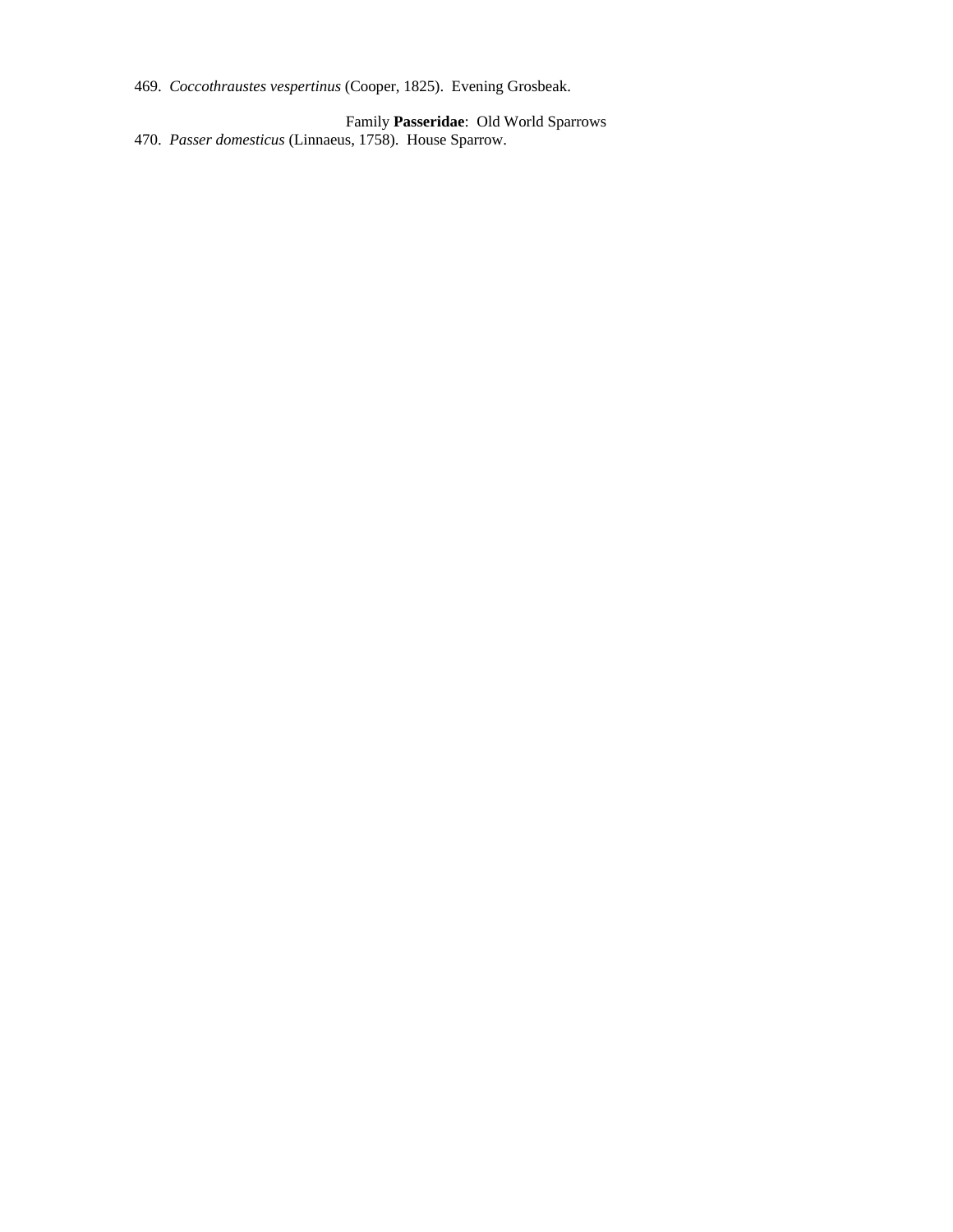469. *Coccothraustes vespertinus* (Cooper, 1825). Evening Grosbeak.

Family **Passeridae**: Old World Sparrows

470. *Passer domesticus* (Linnaeus, 1758). House Sparrow.